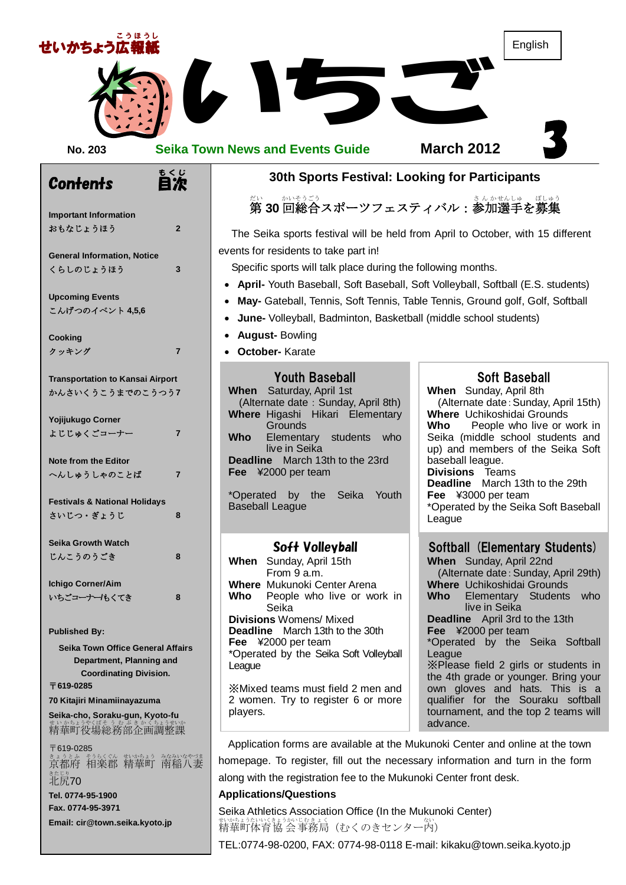せいかちょう広報紙

# いちご

English

No. 203 Seika Town News and Events Guide March 2012 3

## Contents 目次

| | |
|---|---|
| Important Information おもなじょうほう | 2 |
| General Information, Notice くらしのじょうほう | 3 |
| Upcoming Events こんげつのイベント | 4,5,6 |
| Cooking クッキング | 7 |
| Transportation to Kansai Airport かんさいくうこうまでのこうつう | 7 |
| Yojijukugo Corner よじじゅくごコーナー | 7 |
| Note from the Editor へんしゅうしゃのことば | 7 |
| Festivals & National Holidays さいじつ・ぎょうじ | 8 |
| Seika Growth Watch じんこうのうごき | 8 |
| Ichigo Corner/Aim いちごコーナー/もくてき | 8 |

**Published By:**

**Seika Town Office General Affairs Department, Planning and Coordinating Division.**

**〒619-0285**

**70 Kitajiri Minamiinayazuma**

**Seika-cho, Soraku-gun, Kyoto-fu**

精華町役場総務部企画調整課

〒619-0285

京都府 相楽郡 精華町 南稲八妻 北尻70

**Tel. 0774-95-1900**

**Fax. 0774-95-3971**

**Email: cir@town.seika.kyoto.jp**

## 30th Sports Festival: Looking for Participants

### 第30回総合スポーツフェスティバル：参加選手を募集

The Seika sports festival will be held from April to October, with 15 different events for residents to take part in!

Specific sports will talk place during the following months.

- **April-** Youth Baseball, Soft Baseball, Soft Volleyball, Softball (E.S. students)
- **May-** Gateball, Tennis, Soft Tennis, Table Tennis, Ground golf, Golf, Softball
- **June-** Volleyball, Badminton, Basketball (middle school students)
- **August-** Bowling
- **October-** Karate

### Youth Baseball

**When** Saturday, April 1st
(Alternate date : Sunday, April 8th)
**Where** Higashi Hikari Elementary Grounds
**Who** Elementary students who live in Seika
**Deadline** March 13th to the 23rd
**Fee** ¥2000 per team

*Operated by the Seika Youth Baseball League

### Soft Baseball

**When** Sunday, April 8th
(Alternate date : Sunday, April 15th)
**Where** Uchikoshidai Grounds
**Who** People who live or work in Seika (middle school students and up) and members of the Seika Soft baseball league.
**Divisions** Teams
**Deadline** March 13th to the 29th
**Fee** ¥3000 per team
*Operated by the Seika Soft Baseball League

### Soft Volleyball

**When** Sunday, April 15th
From 9 a.m.
**Where** Mukunoki Center Arena
**Who** People who live or work in Seika
**Divisions** Womens/ Mixed
**Deadline** March 13th to the 30th
**Fee** ¥2000 per team
*Operated by the Seika Soft Volleyball League

※Mixed teams must field 2 men and 2 women. Try to register 6 or more players.

### Softball (Elementary Students)

**When** Sunday, April 22nd
(Alternate date : Sunday, April 29th)
**Where** Uchikoshidai Grounds
**Who** Elementary Students who live in Seika
**Deadline** April 3rd to the 13th
**Fee** ¥2000 per team
*Operated by the Seika Softball League
※Please field 2 girls or students in the 4th grade or younger. Bring your own gloves and hats. This is a qualifier for the Souraku softball tournament, and the top 2 teams will advance.

Application forms are available at the Mukunoki Center and online at the town homepage. To register, fill out the necessary information and turn in the form along with the registration fee to the Mukunoki Center front desk.

**Applications/Questions**

Seika Athletics Association Office (In the Mukunoki Center)
精華町体育協会事務局（むくのきセンター内）

TEL:0774-98-0200, FAX: 0774-98-0118 E-mail: kikaku@town.seika.kyoto.jp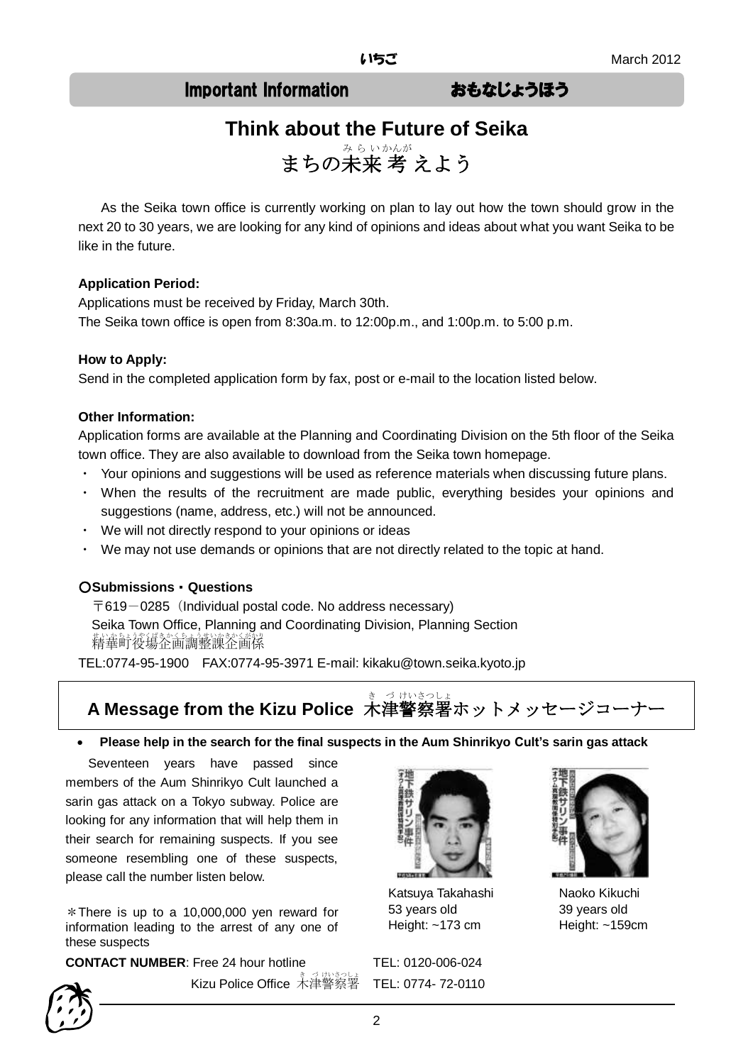## Important Information　　おもなじょうほう

# Think about the Future of Seika

# まちの未来考えよう

As the Seika town office is currently working on plan to lay out how the town should grow in the next 20 to 30 years, we are looking for any kind of opinions and ideas about what you want Seika to be like in the future.

**Application Period:**

Applications must be received by Friday, March 30th.
The Seika town office is open from 8:30a.m. to 12:00p.m., and 1:00p.m. to 5:00 p.m.

**How to Apply:**

Send in the completed application form by fax, post or e-mail to the location listed below.

**Other Information:**

Application forms are available at the Planning and Coordinating Division on the 5th floor of the Seika town office. They are also available to download from the Seika town homepage.

- Your opinions and suggestions will be used as reference materials when discussing future plans.
- When the results of the recruitment are made public, everything besides your opinions and suggestions (name, address, etc.) will not be announced.
- We will not directly respond to your opinions or ideas
- We may not use demands or opinions that are not directly related to the topic at hand.

**○Submissions・Questions**

〒619－0285（Individual postal code. No address necessary)
Seika Town Office, Planning and Coordinating Division, Planning Section
精華町役場企画調整課企画係
TEL:0774-95-1900　FAX:0774-95-3971 E-mail: kikaku@town.seika.kyoto.jp

## A Message from the Kizu Police 木津警察署ホットメッセージコーナー

- **Please help in the search for the final suspects in the Aum Shinrikyo Cult's sarin gas attack**

Seventeen years have passed since members of the Aum Shinrikyo Cult launched a sarin gas attack on a Tokyo subway. Police are looking for any information that will help them in their search for remaining suspects. If you see someone resembling one of these suspects, please call the number listen below.

＊There is up to a 10,000,000 yen reward for information leading to the arrest of any one of these suspects

Katsuya Takahashi
53 years old
Height: ~173 cm

Naoko Kikuchi
39 years old
Height: ~159cm

**CONTACT NUMBER**: Free 24 hour hotline　TEL: 0120-006-024
Kizu Police Office 木津警察署　TEL: 0774- 72-0110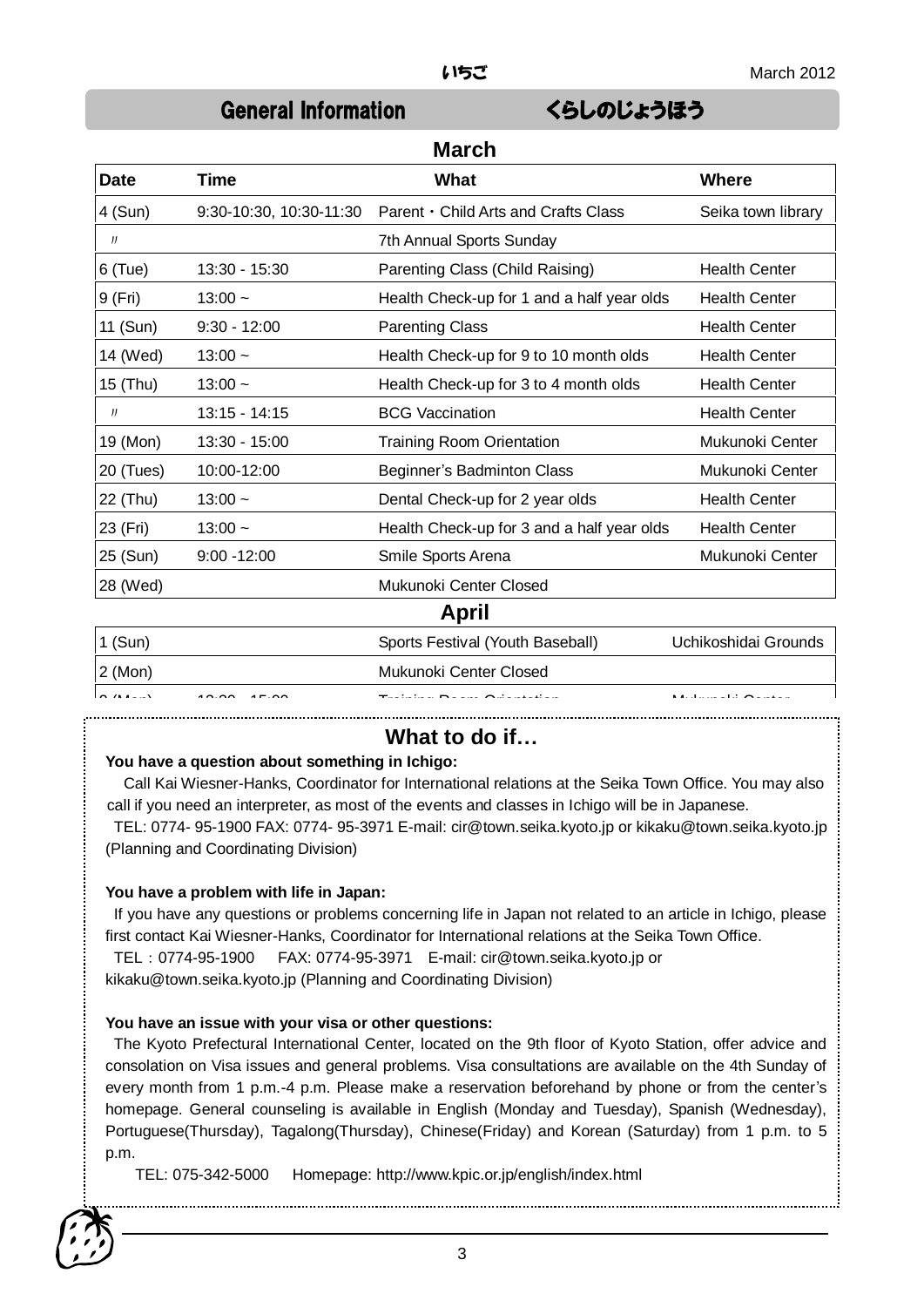## General Information　　くらしのじょうほう

### March

| Date | Time | What | Where |
|---|---|---|---|
| 4 (Sun) | 9:30-10:30, 10:30-11:30 | Parent・Child Arts and Crafts Class | Seika town library |
| 〃 | | 7th Annual Sports Sunday | |
| 6 (Tue) | 13:30 - 15:30 | Parenting Class (Child Raising) | Health Center |
| 9 (Fri) | 13:00 ~ | Health Check-up for 1 and a half year olds | Health Center |
| 11 (Sun) | 9:30 - 12:00 | Parenting Class | Health Center |
| 14 (Wed) | 13:00 ~ | Health Check-up for 9 to 10 month olds | Health Center |
| 15 (Thu) | 13:00 ~ | Health Check-up for 3 to 4 month olds | Health Center |
| 〃 | 13:15 - 14:15 | BCG Vaccination | Health Center |
| 19 (Mon) | 13:30 - 15:00 | Training Room Orientation | Mukunoki Center |
| 20 (Tues) | 10:00-12:00 | Beginner's Badminton Class | Mukunoki Center |
| 22 (Thu) | 13:00 ~ | Dental Check-up for 2 year olds | Health Center |
| 23 (Fri) | 13:00 ~ | Health Check-up for 3 and a half year olds | Health Center |
| 25 (Sun) | 9:00 -12:00 | Smile Sports Arena | Mukunoki Center |
| 28 (Wed) | | Mukunoki Center Closed | |

### April

| Date | Time | What | Where |
|---|---|---|---|
| 1 (Sun) | | Sports Festival (Youth Baseball) | Uchikoshidai Grounds |
| 2 (Mon) | | Mukunoki Center Closed | |
| 9 (Mon) | 13:30 - 15:00 | Training Room Orientation | Mukunoki Center |

## What to do if…

**You have a question about something in Ichigo:**

Call Kai Wiesner-Hanks, Coordinator for International relations at the Seika Town Office. You may also call if you need an interpreter, as most of the events and classes in Ichigo will be in Japanese.

TEL: 0774- 95-1900 FAX: 0774- 95-3971 E-mail: cir@town.seika.kyoto.jp or kikaku@town.seika.kyoto.jp (Planning and Coordinating Division)

**You have a problem with life in Japan:**

If you have any questions or problems concerning life in Japan not related to an article in Ichigo, please first contact Kai Wiesner-Hanks, Coordinator for International relations at the Seika Town Office.

TEL：0774-95-1900　 FAX: 0774-95-3971　E-mail: cir@town.seika.kyoto.jp or kikaku@town.seika.kyoto.jp (Planning and Coordinating Division)

**You have an issue with your visa or other questions:**

The Kyoto Prefectural International Center, located on the 9th floor of Kyoto Station, offer advice and consolation on Visa issues and general problems. Visa consultations are available on the 4th Sunday of every month from 1 p.m.-4 p.m. Please make a reservation beforehand by phone or from the center's homepage. General counseling is available in English (Monday and Tuesday), Spanish (Wednesday), Portuguese(Thursday), Tagalong(Thursday), Chinese(Friday) and Korean (Saturday) from 1 p.m. to 5 p.m.

TEL: 075-342-5000　 Homepage: http://www.kpic.or.jp/english/index.html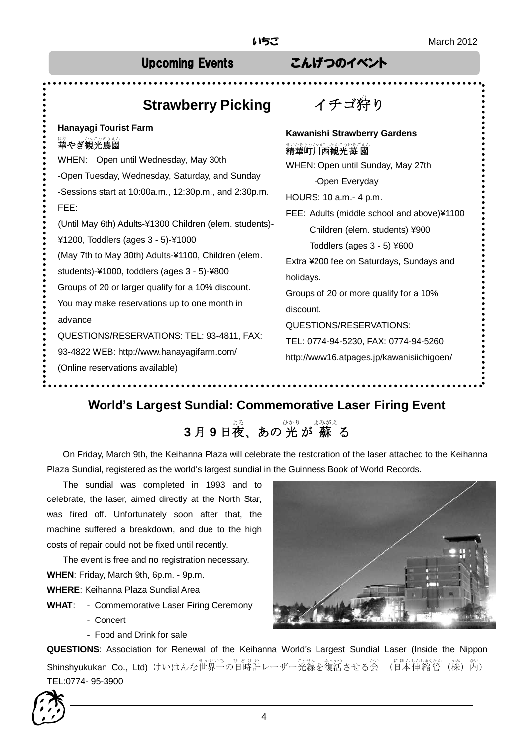## Upcoming Events　　こんげつのイベント

### Strawberry Picking　イチゴ狩り

**Hanayagi Tourist Farm**

**華やぎ観光農園**

WHEN: Open until Wednesday, May 30th

-Open Tuesday, Wednesday, Saturday, and Sunday

-Sessions start at 10:00a.m., 12:30p.m., and 2:30p.m.

FEE:

(Until May 6th) Adults-¥1300 Children (elem. students)-¥1200, Toddlers (ages 3 - 5)-¥1000

(May 7th to May 30th) Adults-¥1100, Children (elem. students)-¥1000, toddlers (ages 3 - 5)-¥800

Groups of 20 or larger qualify for a 10% discount.

You may make reservations up to one month in advance

QUESTIONS/RESERVATIONS: TEL: 93-4811, FAX: 93-4822 WEB: http://www.hanayagifarm.com/

(Online reservations available)

**Kawanishi Strawberry Gardens**

**精華町川西観光苺園**

WHEN: Open until Sunday, May 27th

-Open Everyday

HOURS: 10 a.m.- 4 p.m.

FEE: Adults (middle school and above)¥1100

Children (elem. students) ¥900

Toddlers (ages 3 - 5) ¥600

Extra ¥200 fee on Saturdays, Sundays and holidays.

Groups of 20 or more qualify for a 10% discount.

QUESTIONS/RESERVATIONS:

TEL: 0774-94-5230, FAX: 0774-94-5260

http://www16.atpages.jp/kawanisiichigoen/

## World's Largest Sundial: Commemorative Laser Firing Event

### 3月9日夜、あの光が蘇る

On Friday, March 9th, the Keihanna Plaza will celebrate the restoration of the laser attached to the Keihanna Plaza Sundial, registered as the world's largest sundial in the Guinness Book of World Records.

The sundial was completed in 1993 and to celebrate, the laser, aimed directly at the North Star, was fired off. Unfortunately soon after that, the machine suffered a breakdown, and due to the high costs of repair could not be fixed until recently.

The event is free and no registration necessary.

**WHEN**: Friday, March 9th, 6p.m. - 9p.m.

**WHERE**: Keihanna Plaza Sundial Area

**WHAT**:
- Commemorative Laser Firing Ceremony
- Concert
- Food and Drink for sale

**QUESTIONS**: Association for Renewal of the Keihanna World's Largest Sundial Laser (Inside the Nippon Shinshyukukan Co., Ltd) けいはんな世界一の日時計レーザー光線を復活させる会　(日本伸縮管（株）内) TEL:0774- 95-3900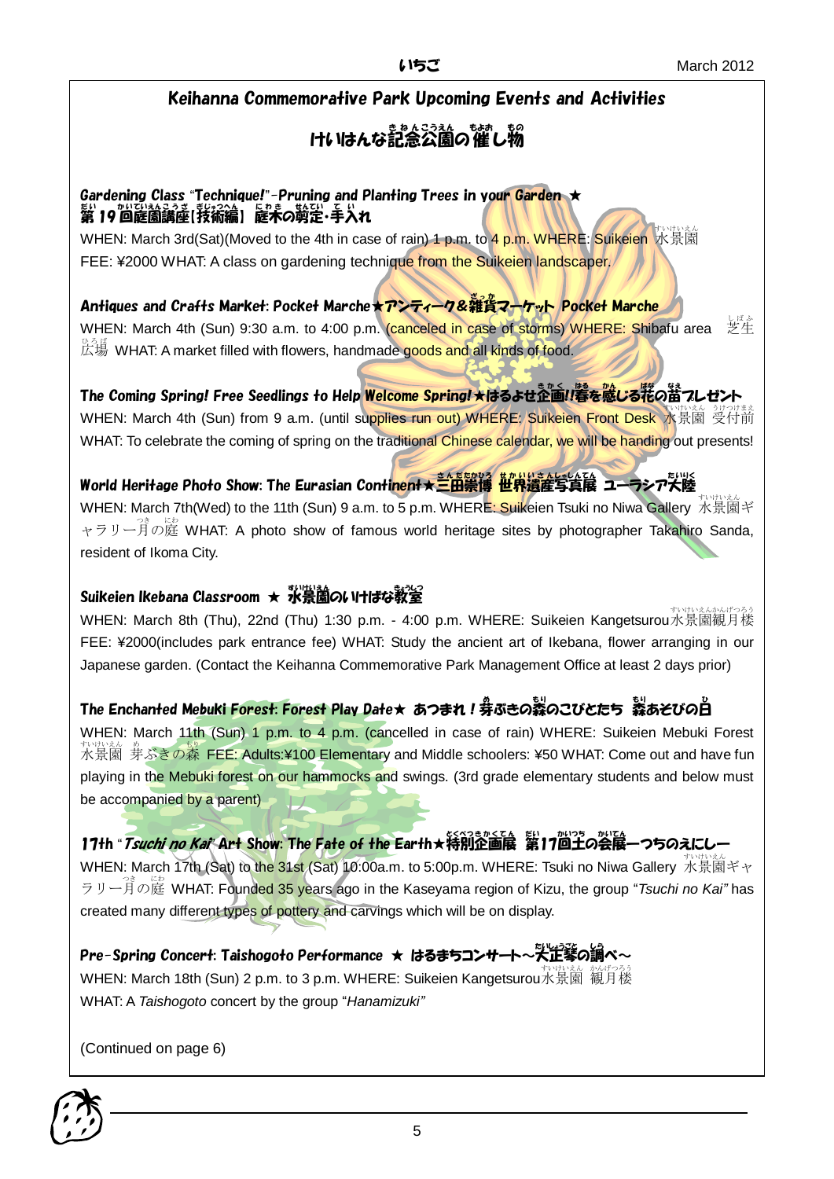## Keihanna Commemorative Park Upcoming Events and Activities

## けいはんな記念公園の催し物

### Gardening Class "Technique!"-Pruning and Planting Trees in your Garden ★ 第19回庭園講座[技術編] 庭木の剪定・手入れ

WHEN: March 3rd(Sat)(Moved to the 4th in case of rain) 1 p.m. to 4 p.m. WHERE: Suikeien 水景園 FEE: ¥2000 WHAT: A class on gardening technique from the Suikeien landscaper.

### Antiques and Crafts Market: Pocket Marche★アンティーク&雑貨マーケット Pocket Marche

WHEN: March 4th (Sun) 9:30 a.m. to 4:00 p.m. (canceled in case of storms) WHERE: Shibafu area 芝生広場 WHAT: A market filled with flowers, handmade goods and all kinds of food.

### The Coming Spring! Free Seedlings to Help Welcome Spring!★はるよせ企画!!春を感じる花の苗プレゼント

WHEN: March 4th (Sun) from 9 a.m. (until supplies run out) WHERE: Suikeien Front Desk 水景園 受付前 WHAT: To celebrate the coming of spring on the traditional Chinese calendar, we will be handing out presents!

### World Heritage Photo Show: The Eurasian Continent★三田崇博 世界遺産写真展 ユーラシア大陸

WHEN: March 7th(Wed) to the 11th (Sun) 9 a.m. to 5 p.m. WHERE: Suikeien Tsuki no Niwa Gallery 水景園ギャラリー月の庭 WHAT: A photo show of famous world heritage sites by photographer Takahiro Sanda, resident of Ikoma City.

### Suikeien Ikebana Classroom ★ 水景園のいけばな教室

WHEN: March 8th (Thu), 22nd (Thu) 1:30 p.m. - 4:00 p.m. WHERE: Suikeien Kangetsurou水景園観月楼 FEE: ¥2000(includes park entrance fee) WHAT: Study the ancient art of Ikebana, flower arranging in our Japanese garden. (Contact the Keihanna Commemorative Park Management Office at least 2 days prior)

### The Enchanted Mebuki Forest: Forest Play Date★ あつまれ！芽ぶきの森のこびとたち 森あそびの日

WHEN: March 11th (Sun) 1 p.m. to 4 p.m. (cancelled in case of rain) WHERE: Suikeien Mebuki Forest 水景園 芽ぶきの森 FEE: Adults:¥100 Elementary and Middle schoolers: ¥50 WHAT: Come out and have fun playing in the Mebuki forest on our hammocks and swings. (3rd grade elementary students and below must be accompanied by a parent)

### 17th "*Tsuchi no Kai*" Art Show: The Fate of the Earth★特別企画展 第17回土の会展ーつちのえにしー

WHEN: March 17th (Sat) to the 31st (Sat) 10:00a.m. to 5:00p.m. WHERE: Tsuki no Niwa Gallery 水景園ギャラリー月の庭 WHAT: Founded 35 years ago in the Kaseyama region of Kizu, the group "*Tsuchi no Kai*" has created many different types of pottery and carvings which will be on display.

### Pre-Spring Concert: Taishogoto Performance ★ はるまちコンサート～大正琴の調べ～

WHEN: March 18th (Sun) 2 p.m. to 3 p.m. WHERE: Suikeien Kangetsurou水景園 観月楼 WHAT: A *Taishogoto* concert by the group "*Hanamizuki*"

(Continued on page 6)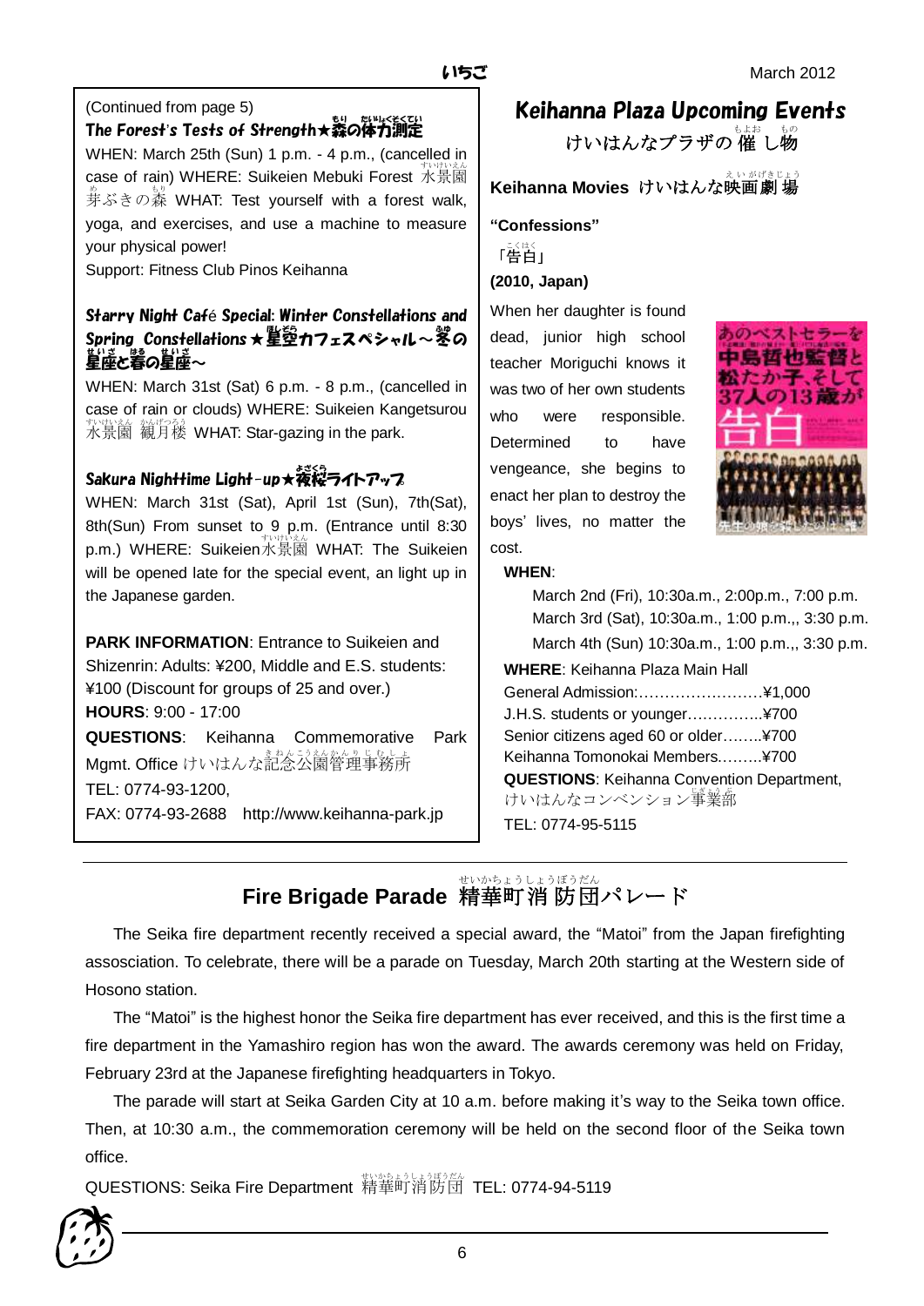(Continued from page 5)

### The Forest's Tests of Strength★森の体力測定

WHEN: March 25th (Sun) 1 p.m. - 4 p.m., (cancelled in case of rain) WHERE: Suikeien Mebuki Forest 水景園芽ぶきの森 WHAT: Test yourself with a forest walk, yoga, and exercises, and use a machine to measure your physical power!

Support: Fitness Club Pinos Keihanna

### Starry Night Café Special: Winter Constellations and Spring Constellations★星空カフェスペシャル～冬の星座と春の星座～

WHEN: March 31st (Sat) 6 p.m. - 8 p.m., (cancelled in case of rain or clouds) WHERE: Suikeien Kangetsurou 水景園 観月楼 WHAT: Star-gazing in the park.

### Sakura Nighttime Light-up★夜桜ライトアップ

WHEN: March 31st (Sat), April 1st (Sun), 7th(Sat), 8th(Sun) From sunset to 9 p.m. (Entrance until 8:30 p.m.) WHERE: Suikeien水景園 WHAT: The Suikeien will be opened late for the special event, an light up in the Japanese garden.

**PARK INFORMATION**: Entrance to Suikeien and Shizenrin: Adults: ¥200, Middle and E.S. students: ¥100 (Discount for groups of 25 and over.)

**HOURS**: 9:00 - 17:00

**QUESTIONS**: Keihanna Commemorative Park Mgmt. Office けいはんな記念公園管理事務所

TEL: 0774-93-1200,

FAX: 0774-93-2688 http://www.keihanna-park.jp

## Keihanna Plaza Upcoming Events
けいはんなプラザの催し物

### Keihanna Movies けいはんな映画劇場

**"Confessions"**

「告白」

**(2010, Japan)**

When her daughter is found dead, junior high school teacher Moriguchi knows it was two of her own students who were responsible. Determined to have vengeance, she begins to enact her plan to destroy the boys' lives, no matter the cost.

**WHEN**:

March 2nd (Fri), 10:30a.m., 2:00p.m., 7:00 p.m.
March 3rd (Sat), 10:30a.m., 1:00 p.m.,, 3:30 p.m.
March 4th (Sun) 10:30a.m., 1:00 p.m.,, 3:30 p.m.

**WHERE**: Keihanna Plaza Main Hall

General Admission:……………………¥1,000
J.H.S. students or younger…………..¥700
Senior citizens aged 60 or older……..¥700
Keihanna Tomonokai Members………¥700

**QUESTIONS**: Keihanna Convention Department, けいはんなコンベンション事業部

TEL: 0774-95-5115

## Fire Brigade Parade 精華町消防団パレード

The Seika fire department recently received a special award, the "Matoi" from the Japan firefighting assosciation. To celebrate, there will be a parade on Tuesday, March 20th starting at the Western side of Hosono station.

The "Matoi" is the highest honor the Seika fire department has ever received, and this is the first time a fire department in the Yamashiro region has won the award. The awards ceremony was held on Friday, February 23rd at the Japanese firefighting headquarters in Tokyo.

The parade will start at Seika Garden City at 10 a.m. before making it's way to the Seika town office. Then, at 10:30 a.m., the commemoration ceremony will be held on the second floor of the Seika town office.

QUESTIONS: Seika Fire Department 精華町消防団 TEL: 0774-94-5119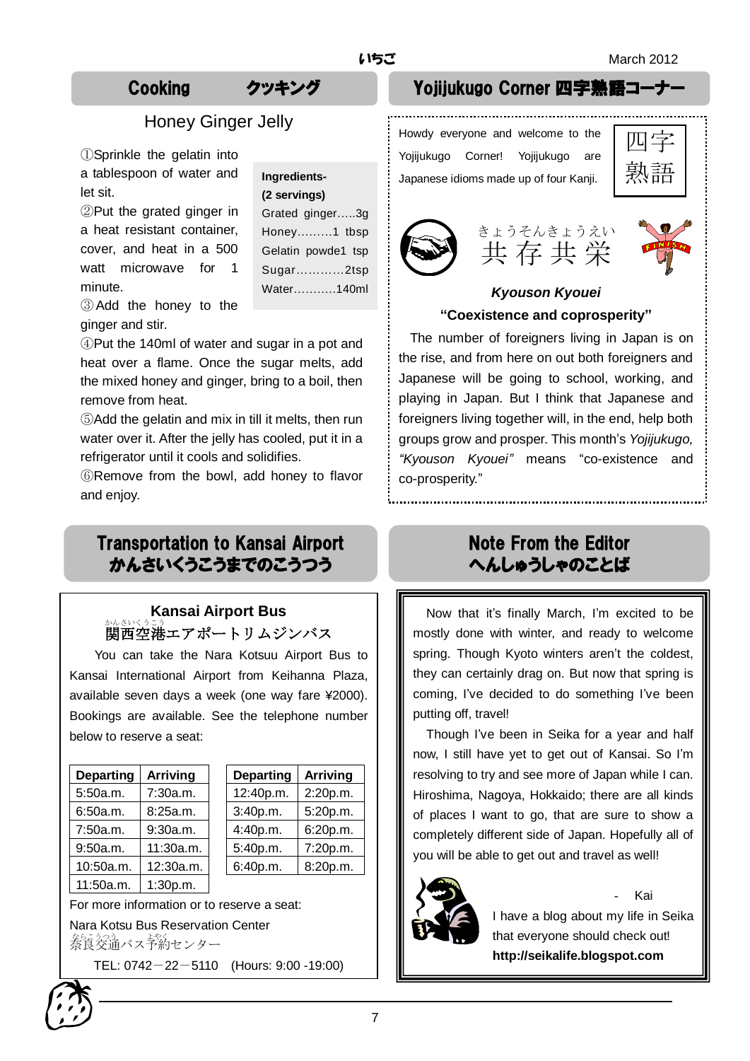## Cooking クッキング

### Honey Ginger Jelly

| Ingredients- (2 servings) |
|---|
| Grated ginger…..3g |
| Honey………1 tbsp |
| Gelatin powde1 tsp |
| Sugar…………2tsp |
| Water………..140ml |

①Sprinkle the gelatin into a tablespoon of water and let sit.

②Put the grated ginger in a heat resistant container, cover, and heat in a 500 watt microwave for 1 minute.

③Add the honey to the ginger and stir.

④Put the 140ml of water and sugar in a pot and heat over a flame. Once the sugar melts, add the mixed honey and ginger, bring to a boil, then remove from heat.

⑤Add the gelatin and mix in till it melts, then run water over it. After the jelly has cooled, put it in a refrigerator until it cools and solidifies.

⑥Remove from the bowl, add honey to flavor and enjoy.

## Yojijukugo Corner 四字熟語コーナー

Howdy everyone and welcome to the Yojijukugo Corner! Yojijukugo are Japanese idioms made up of four Kanji.

四字熟語

きょうそんきょうえい
共存共栄

***Kyouson Kyouei***

**"Coexistence and coprosperity"**

The number of foreigners living in Japan is on the rise, and from here on out both foreigners and Japanese will be going to school, working, and playing in Japan. But I think that Japanese and foreigners living together will, in the end, help both groups grow and prosper. This month's *Yojijukugo, "Kyouson Kyouei"* means "co-existence and co-prosperity."

## Transportation to Kansai Airport かんさいくうこうまでのこうつう

### Kansai Airport Bus
関西空港(かんさいくうこう)エアポートリムジンバス

You can take the Nara Kotsuu Airport Bus to Kansai International Airport from Keihanna Plaza, available seven days a week (one way fare ¥2000). Bookings are available. See the telephone number below to reserve a seat:

| Departing | Arriving |
|---|---|
| 5:50a.m. | 7:30a.m. |
| 6:50a.m. | 8:25a.m. |
| 7:50a.m. | 9:30a.m. |
| 9:50a.m. | 11:30a.m. |
| 10:50a.m. | 12:30a.m. |
| 11:50a.m. | 1:30p.m. |

| Departing | Arriving |
|---|---|
| 12:40p.m. | 2:20p.m. |
| 3:40p.m. | 5:20p.m. |
| 4:40p.m. | 6:20p.m. |
| 5:40p.m. | 7:20p.m. |
| 6:40p.m. | 8:20p.m. |

For more information or to reserve a seat:

Nara Kotsu Bus Reservation Center
奈良交通(ならこうつう)バス予約(よやく)センター

TEL: 0742－22－5110 (Hours: 9:00 -19:00)

## Note From the Editor へんしゅうしゃのことば

Now that it's finally March, I'm excited to be mostly done with winter, and ready to welcome spring. Though Kyoto winters aren't the coldest, they can certainly drag on. But now that spring is coming, I've decided to do something I've been putting off, travel!

Though I've been in Seika for a year and half now, I still have yet to get out of Kansai. So I'm resolving to try and see more of Japan while I can. Hiroshima, Nagoya, Hokkaido; there are all kinds of places I want to go, that are sure to show a completely different side of Japan. Hopefully all of you will be able to get out and travel as well!

\- Kai

I have a blog about my life in Seika that everyone should check out!
**http://seikalife.blogspot.com**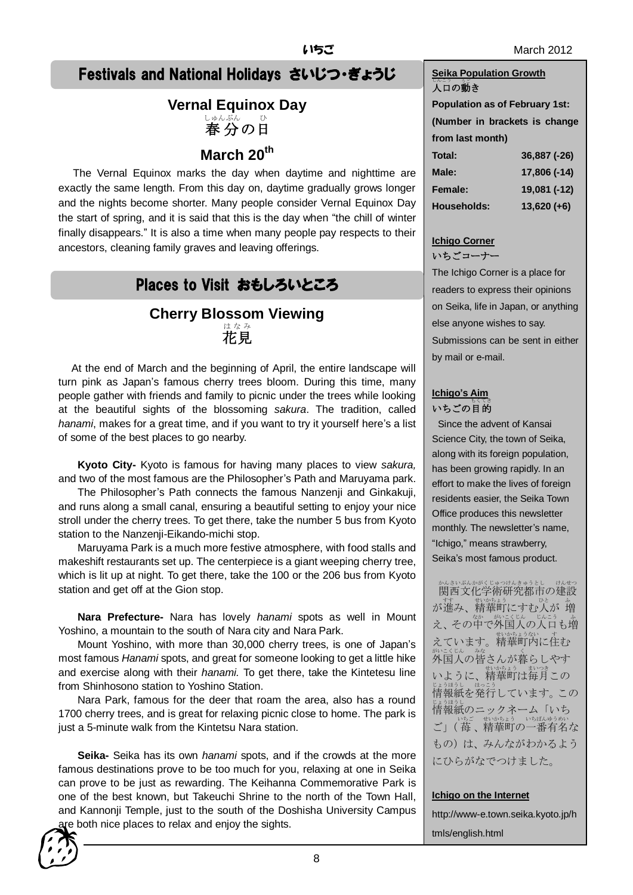# Festivals and National Holidays さいじつ・ぎょうじ

## Vernal Equinox Day

## 春分の日

## March 20th

The Vernal Equinox marks the day when daytime and nighttime are exactly the same length. From this day on, daytime gradually grows longer and the nights become shorter. Many people consider Vernal Equinox Day the start of spring, and it is said that this is the day when "the chill of winter finally disappears." It is also a time when many people pay respects to their ancestors, cleaning family graves and leaving offerings.

# Places to Visit おもしろいところ

## Cherry Blossom Viewing

## 花見

At the end of March and the beginning of April, the entire landscape will turn pink as Japan's famous cherry trees bloom. During this time, many people gather with friends and family to picnic under the trees while looking at the beautiful sights of the blossoming *sakura*. The tradition, called *hanami*, makes for a great time, and if you want to try it yourself here's a list of some of the best places to go nearby.

**Kyoto City-** Kyoto is famous for having many places to view *sakura,* and two of the most famous are the Philosopher's Path and Maruyama park.

The Philosopher's Path connects the famous Nanzenji and Ginkakuji, and runs along a small canal, ensuring a beautiful setting to enjoy your nice stroll under the cherry trees. To get there, take the number 5 bus from Kyoto station to the Nanzenji-Eikando-michi stop.

Maruyama Park is a much more festive atmosphere, with food stalls and makeshift restaurants set up. The centerpiece is a giant weeping cherry tree, which is lit up at night. To get there, take the 100 or the 206 bus from Kyoto station and get off at the Gion stop.

**Nara Prefecture-** Nara has lovely *hanami* spots as well in Mount Yoshino, a mountain to the south of Nara city and Nara Park.

Mount Yoshino, with more than 30,000 cherry trees, is one of Japan's most famous *Hanami* spots, and great for someone looking to get a little hike and exercise along with their *hanami.* To get there, take the Kintetesu line from Shinhosono station to Yoshino Station.

Nara Park, famous for the deer that roam the area, also has a round 1700 cherry trees, and is great for relaxing picnic close to home. The park is just a 5-minute walk from the Kintetsu Nara station.

**Seika-** Seika has its own *hanami* spots, and if the crowds at the more famous destinations prove to be too much for you, relaxing at one in Seika can prove to be just as rewarding. The Keihanna Commemorative Park is one of the best known, but Takeuchi Shrine to the north of the Town Hall, and Kannonji Temple, just to the south of the Doshisha University Campus are both nice places to relax and enjoy the sights.

**Seika Population Growth**
**人口の動き**

**Population as of February 1st:**
**(Number in brackets is change from last month)**

| | |
|---|---|
| **Total:** | **36,887 (-26)** |
| **Male:** | **17,806 (-14)** |
| **Female:** | **19,081 (-12)** |
| **Households:** | **13,620 (+6)** |

**Ichigo Corner**
いちごコーナー

The Ichigo Corner is a place for readers to express their opinions on Seika, life in Japan, or anything else anyone wishes to say. Submissions can be sent in either by mail or e-mail.

**Ichigo's Aim**
いちごの目的

Since the advent of Kansai Science City, the town of Seika, along with its foreign population, has been growing rapidly. In an effort to make the lives of foreign residents easier, the Seika Town Office produces this newsletter monthly. The newsletter's name, "Ichigo," means strawberry, Seika's most famous product.

関西文化学術研究都市の建設が進み、精華町にすむ人が増え、その中で外国人の人口も増えています。精華町内に住む外国人の皆さんが暮らしやすいように、精華町は毎月この情報紙を発行しています。この情報紙のニックネーム「いちご」（苺、精華町の一番有名なもの）は、みんながわかるようにひらがなでつけました。

**Ichigo on the Internet**

http://www-e.town.seika.kyoto.jp/htmls/english.html